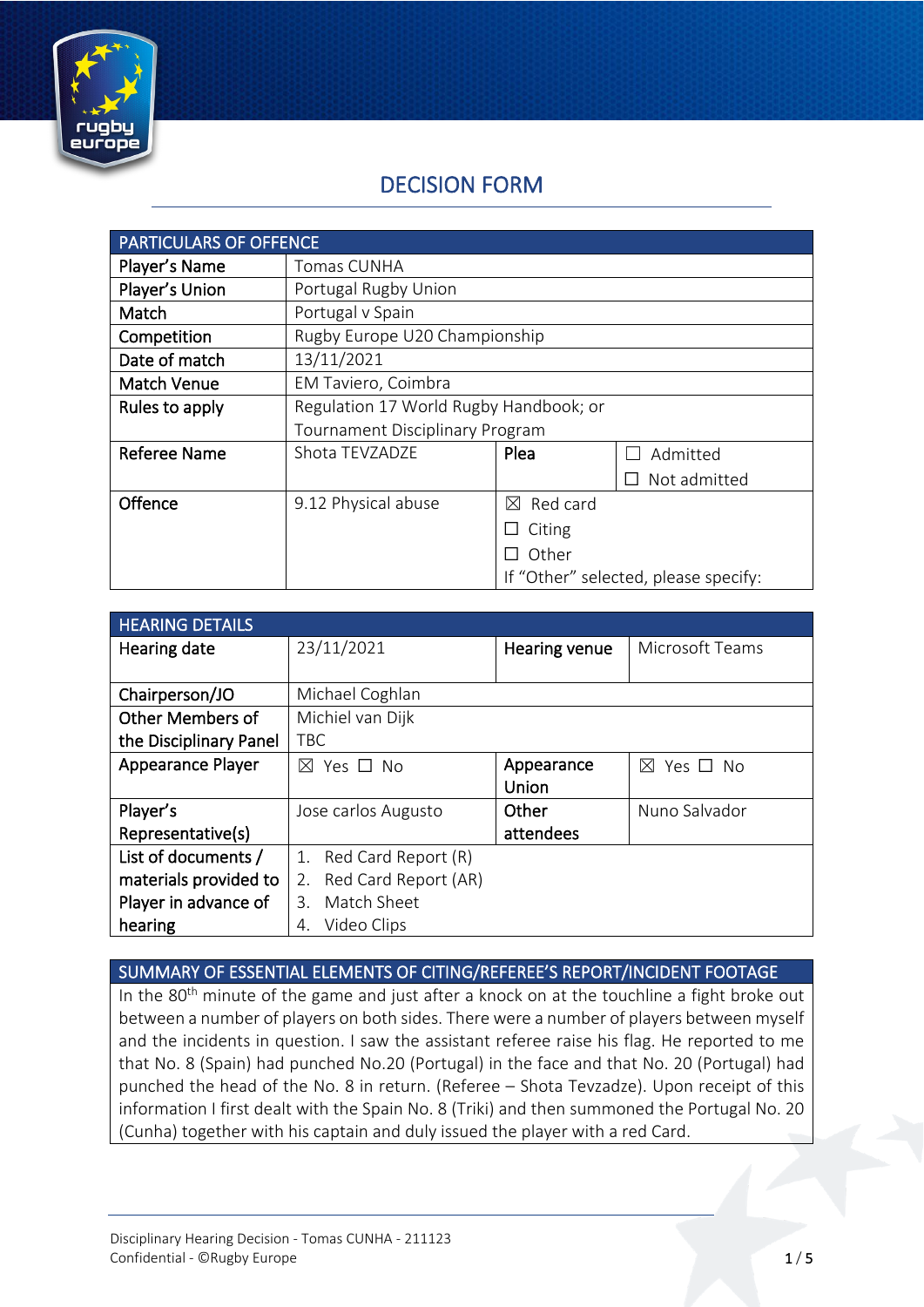# DECISION FORM

| PARTICULARS OF OFFENCE | | | |
|---|---|---|---|
| Player's Name | Tomas CUNHA | | |
| Player's Union | Portugal Rugby Union | | |
| Match | Portugal v Spain | | |
| Competition | Rugby Europe U20 Championship | | |
| Date of match | 13/11/2021 | | |
| Match Venue | EM Taviero, Coimbra | | |
| Rules to apply | Regulation 17 World Rugby Handbook; or Tournament Disciplinary Program | | |
| Referee Name | Shota TEVZADZE | Plea | ☐ Admitted ☐ Not admitted |
| Offence | 9.12 Physical abuse | ☒ Red card ☐ Citing ☐ Other If "Other" selected, please specify: | |

| HEARING DETAILS | | | |
|---|---|---|---|
| Hearing date | 23/11/2021 | Hearing venue | Microsoft Teams |
| Chairperson/JO | Michael Coghlan | | |
| Other Members of the Disciplinary Panel | Michiel van Dijk TBC | | |
| Appearance Player | ☒ Yes ☐ No | Appearance Union | ☒ Yes ☐ No |
| Player's Representative(s) | Jose carlos Augusto | Other attendees | Nuno Salvador |
| List of documents / materials provided to Player in advance of hearing | 1. Red Card Report (R) 2. Red Card Report (AR) 3. Match Sheet 4. Video Clips | | |

| SUMMARY OF ESSENTIAL ELEMENTS OF CITING/REFEREE'S REPORT/INCIDENT FOOTAGE |
|---|
| In the 80th minute of the game and just after a knock on at the touchline a fight broke out between a number of players on both sides. There were a number of players between myself and the incidents in question. I saw the assistant referee raise his flag. He reported to me that No. 8 (Spain) had punched No.20 (Portugal) in the face and that No. 20 (Portugal) had punched the head of the No. 8 in return. (Referee – Shota Tevzadze). Upon receipt of this information I first dealt with the Spain No. 8 (Triki) and then summoned the Portugal No. 20 (Cunha) together with his captain and duly issued the player with a red Card. |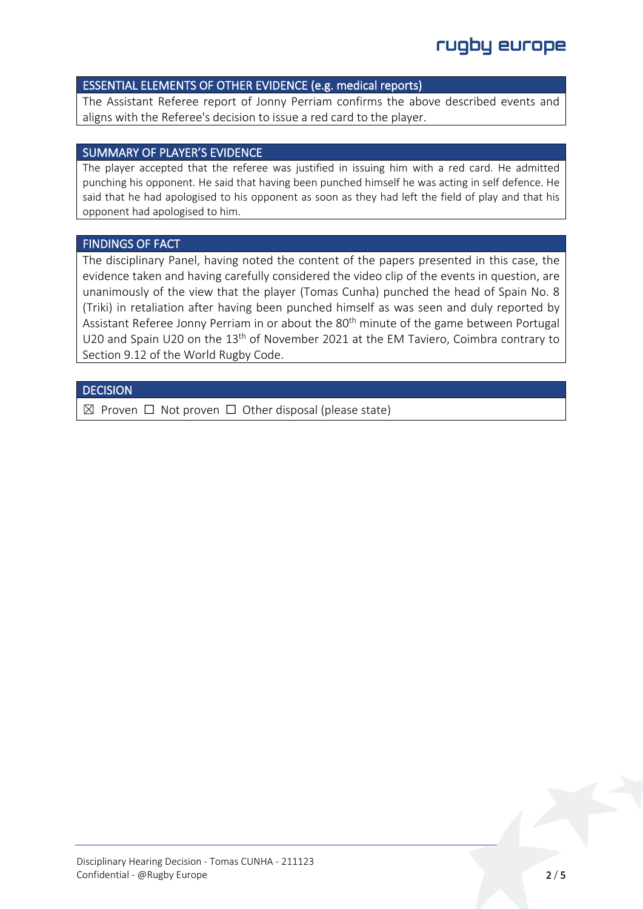## ESSENTIAL ELEMENTS OF OTHER EVIDENCE (e.g. medical reports)

The Assistant Referee report of Jonny Perriam confirms the above described events and aligns with the Referee's decision to issue a red card to the player.

## SUMMARY OF PLAYER'S EVIDENCE

The player accepted that the referee was justified in issuing him with a red card. He admitted punching his opponent. He said that having been punched himself he was acting in self defence. He said that he had apologised to his opponent as soon as they had left the field of play and that his opponent had apologised to him.

## FINDINGS OF FACT

The disciplinary Panel, having noted the content of the papers presented in this case, the evidence taken and having carefully considered the video clip of the events in question, are unanimously of the view that the player (Tomas Cunha) punched the head of Spain No. 8 (Triki) in retaliation after having been punched himself as was seen and duly reported by Assistant Referee Jonny Perriam in or about the 80th minute of the game between Portugal U20 and Spain U20 on the 13th of November 2021 at the EM Taviero, Coimbra contrary to Section 9.12 of the World Rugby Code.

## DECISION

☒ Proven ☐ Not proven ☐ Other disposal (please state)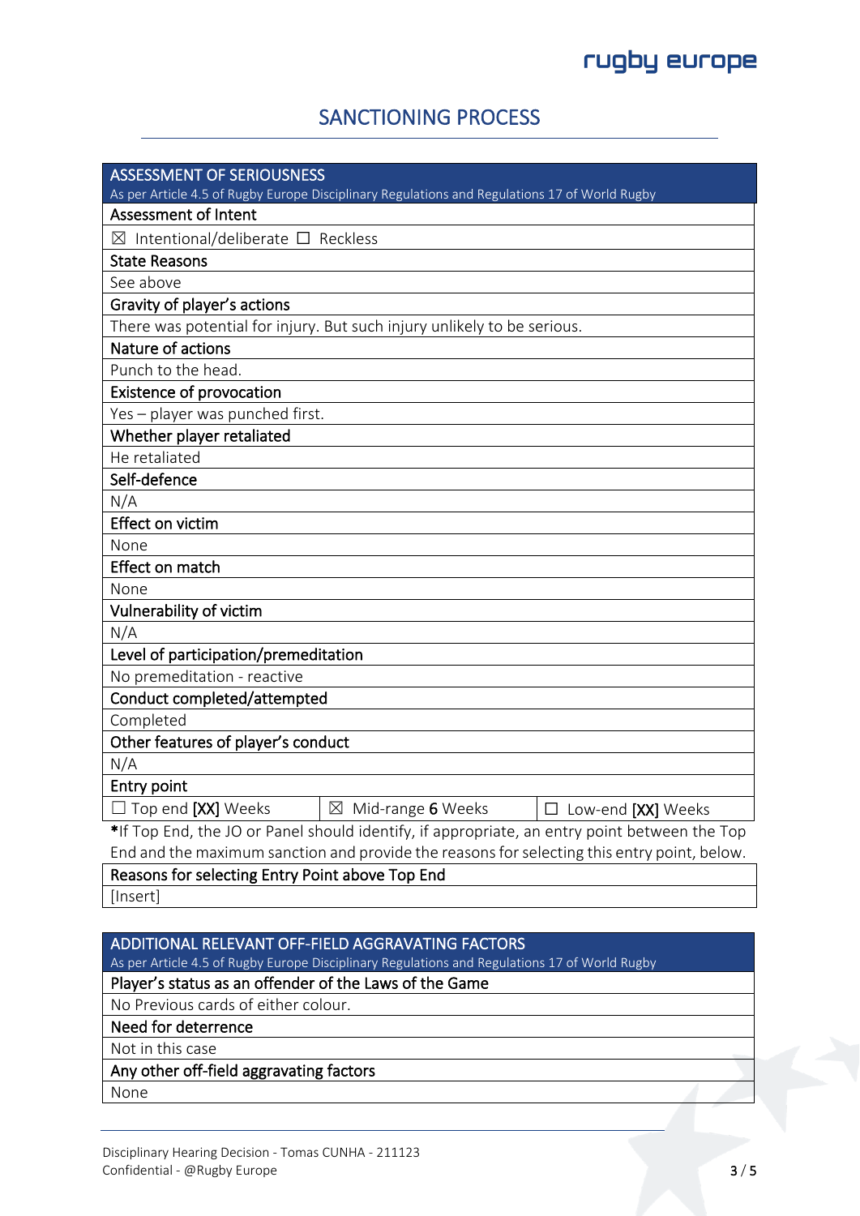## SANCTIONING PROCESS

| ASSESSMENT OF SERIOUSNESS<br>As per Article 4.5 of Rugby Europe Disciplinary Regulations and Regulations 17 of World Rugby | | |
|---|---|---|
| **Assessment of Intent** | | |
| ☒ Intentional/deliberate ☐ Reckless | | |
| **State Reasons** | | |
| See above | | |
| **Gravity of player's actions** | | |
| There was potential for injury. But such injury unlikely to be serious. | | |
| **Nature of actions** | | |
| Punch to the head. | | |
| **Existence of provocation** | | |
| Yes – player was punched first. | | |
| **Whether player retaliated** | | |
| He retaliated | | |
| **Self-defence** | | |
| N/A | | |
| **Effect on victim** | | |
| None | | |
| **Effect on match** | | |
| None | | |
| **Vulnerability of victim** | | |
| N/A | | |
| **Level of participation/premeditation** | | |
| No premeditation - reactive | | |
| **Conduct completed/attempted** | | |
| Completed | | |
| **Other features of player's conduct** | | |
| N/A | | |
| **Entry point** | | |
| ☐ Top end **[XX]** Weeks | ☒ Mid-range **6** Weeks | ☐ Low-end **[XX]** Weeks |

**\***If Top End, the JO or Panel should identify, if appropriate, an entry point between the Top End and the maximum sanction and provide the reasons for selecting this entry point, below.

| Reasons for selecting Entry Point above Top End |
|---|
| [Insert] |

| ADDITIONAL RELEVANT OFF-FIELD AGGRAVATING FACTORS<br>As per Article 4.5 of Rugby Europe Disciplinary Regulations and Regulations 17 of World Rugby |
|---|
| **Player's status as an offender of the Laws of the Game** |
| No Previous cards of either colour. |
| **Need for deterrence** |
| Not in this case |
| **Any other off-field aggravating factors** |
| None |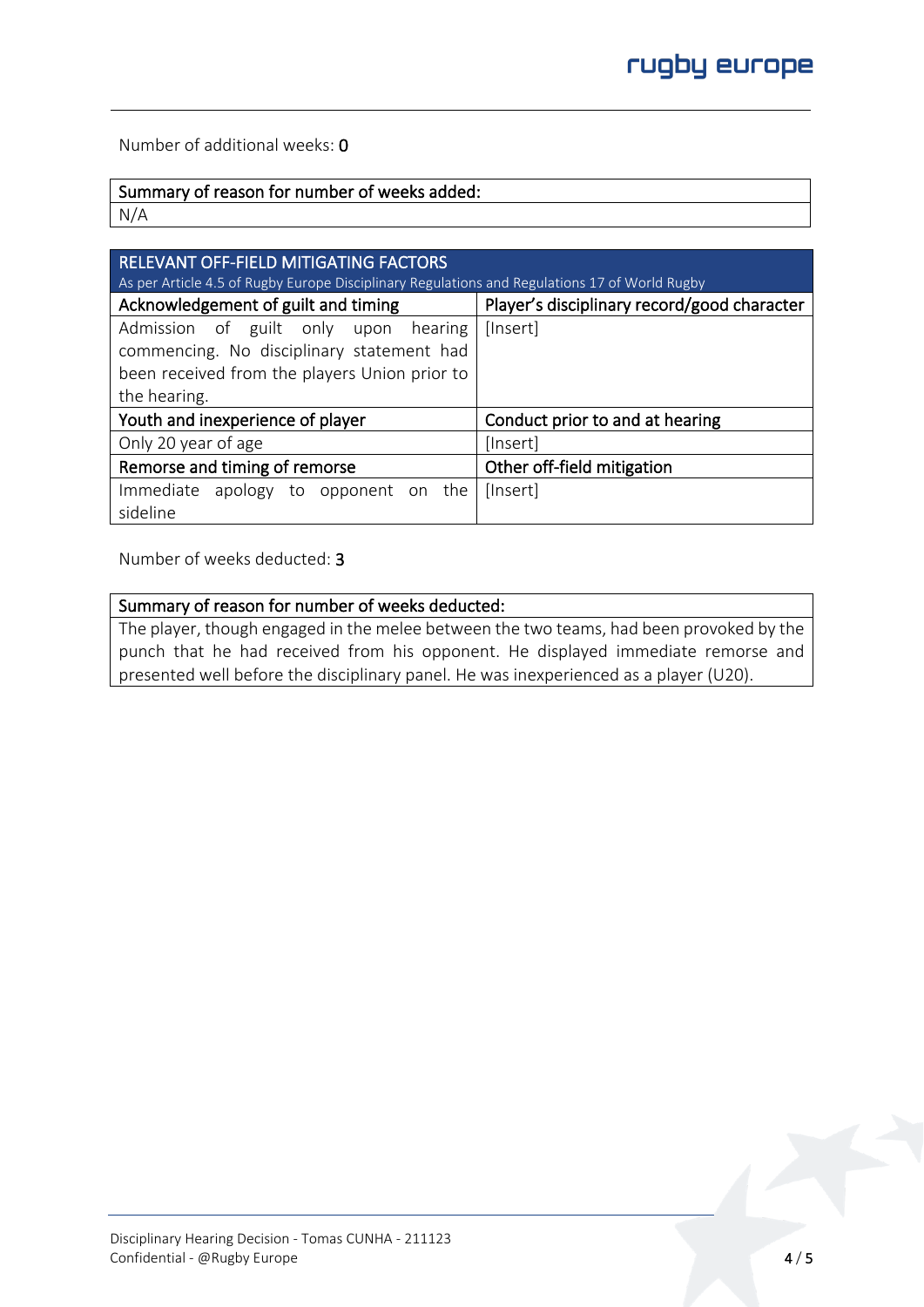Number of additional weeks: **0**

| Summary of reason for number of weeks added: |
|---|
| N/A |

| RELEVANT OFF-FIELD MITIGATING FACTORS<br>As per Article 4.5 of Rugby Europe Disciplinary Regulations and Regulations 17 of World Rugby | |
|---|---|
| **Acknowledgement of guilt and timing** | **Player's disciplinary record/good character** |
| Admission of guilt only upon hearing commencing. No disciplinary statement had been received from the players Union prior to the hearing. | [Insert] |
| **Youth and inexperience of player** | **Conduct prior to and at hearing** |
| Only 20 year of age | [Insert] |
| **Remorse and timing of remorse** | **Other off-field mitigation** |
| Immediate apology to opponent on the sideline | [Insert] |

Number of weeks deducted: **3**

| Summary of reason for number of weeks deducted: |
|---|
| The player, though engaged in the melee between the two teams, had been provoked by the punch that he had received from his opponent. He displayed immediate remorse and presented well before the disciplinary panel. He was inexperienced as a player (U20). |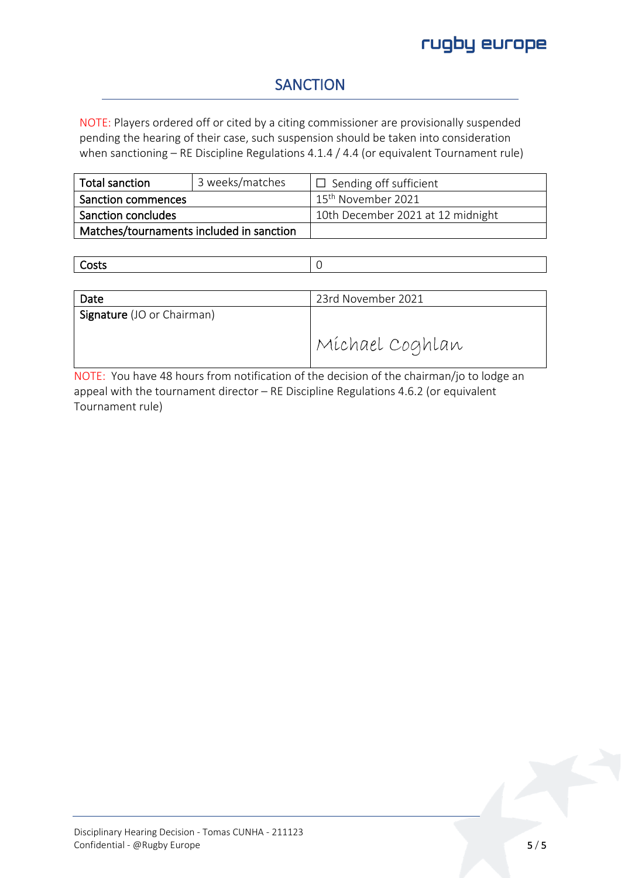## SANCTION

NOTE: Players ordered off or cited by a citing commissioner are provisionally suspended pending the hearing of their case, such suspension should be taken into consideration when sanctioning – RE Discipline Regulations 4.1.4 / 4.4 (or equivalent Tournament rule)

| | | |
|---|---|---|
| **Total sanction** | 3 weeks/matches | ☐ Sending off sufficient |
| **Sanction commences** | | 15th November 2021 |
| **Sanction concludes** | | 10th December 2021 at 12 midnight |
| **Matches/tournaments included in sanction** | | |

| | |
|---|---|
| **Costs** | 0 |

| | |
|---|---|
| **Date** | 23rd November 2021 |
| **Signature** (JO or Chairman) | Michael Coghlan |

NOTE: You have 48 hours from notification of the decision of the chairman/jo to lodge an appeal with the tournament director – RE Discipline Regulations 4.6.2 (or equivalent Tournament rule)